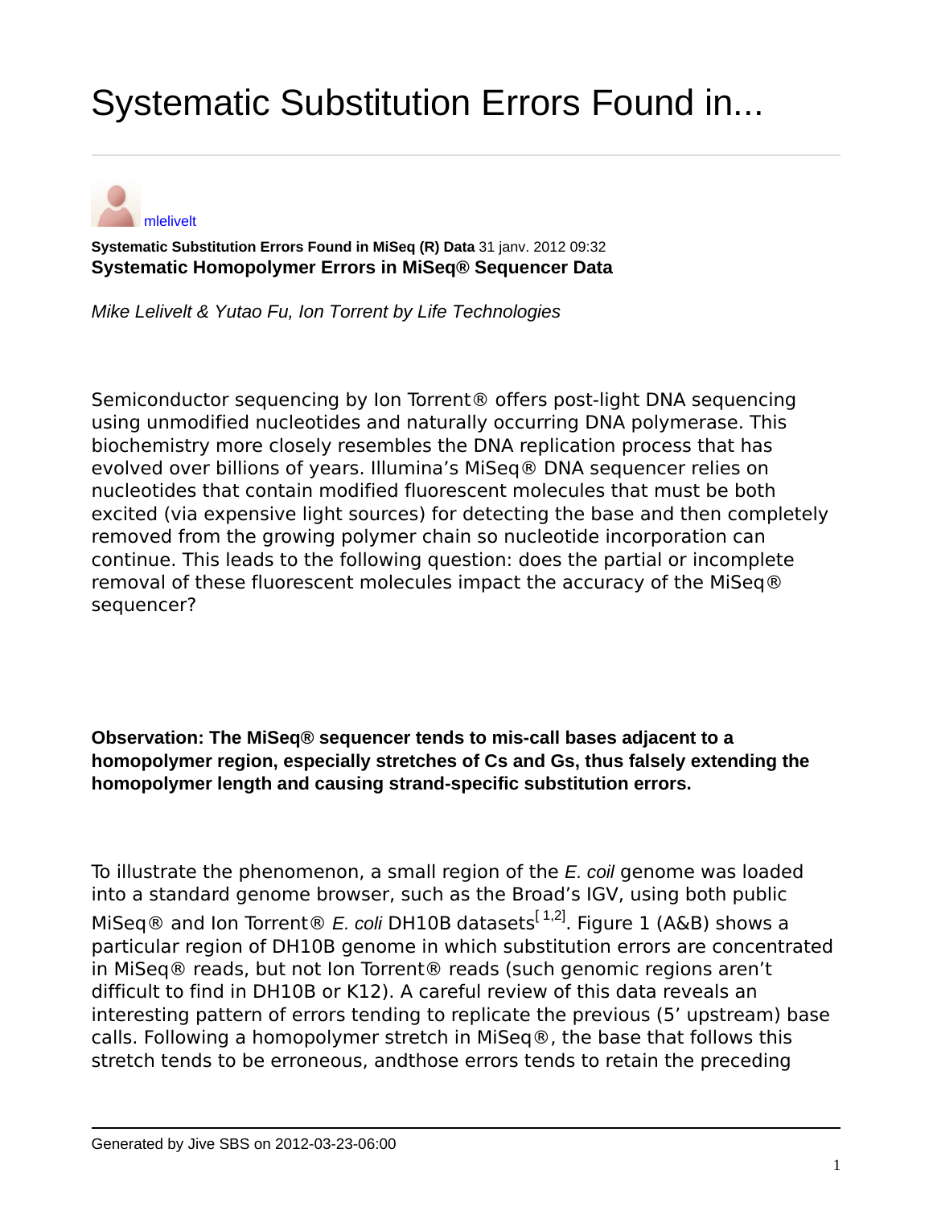# Systematic Substitution Errors Found in...

mlelivelt

**Systematic Substitution Errors Found in MiSeq (R) Data** 31 janv. 2012 09:32

**Systematic Homopolymer Errors in MiSeq® Sequencer Data**

*Mike Lelivelt & Yutao Fu, Ion Torrent by Life Technologies*

Semiconductor sequencing by Ion Torrent® offers post-light DNA sequencing using unmodified nucleotides and naturally occurring DNA polymerase. This biochemistry more closely resembles the DNA replication process that has evolved over billions of years. Illumina's MiSeq® DNA sequencer relies on nucleotides that contain modified fluorescent molecules that must be both excited (via expensive light sources) for detecting the base and then completely removed from the growing polymer chain so nucleotide incorporation can continue. This leads to the following question: does the partial or incomplete removal of these fluorescent molecules impact the accuracy of the MiSeq® sequencer?

**Observation: The MiSeq® sequencer tends to mis-call bases adjacent to a homopolymer region, especially stretches of Cs and Gs, thus falsely extending the homopolymer length and causing strand-specific substitution errors.**

To illustrate the phenomenon, a small region of the *E. coil* genome was loaded into a standard genome browser, such as the Broad's IGV, using both public MiSeq® and Ion Torrent® *E. coli* DH10B datasets[1,2]. Figure 1 (A&B) shows a particular region of DH10B genome in which substitution errors are concentrated in MiSeq® reads, but not Ion Torrent® reads (such genomic regions aren't difficult to find in DH10B or K12). A careful review of this data reveals an interesting pattern of errors tending to replicate the previous (5' upstream) base calls. Following a homopolymer stretch in MiSeq®, the base that follows this stretch tends to be erroneous, andthose errors tends to retain the preceding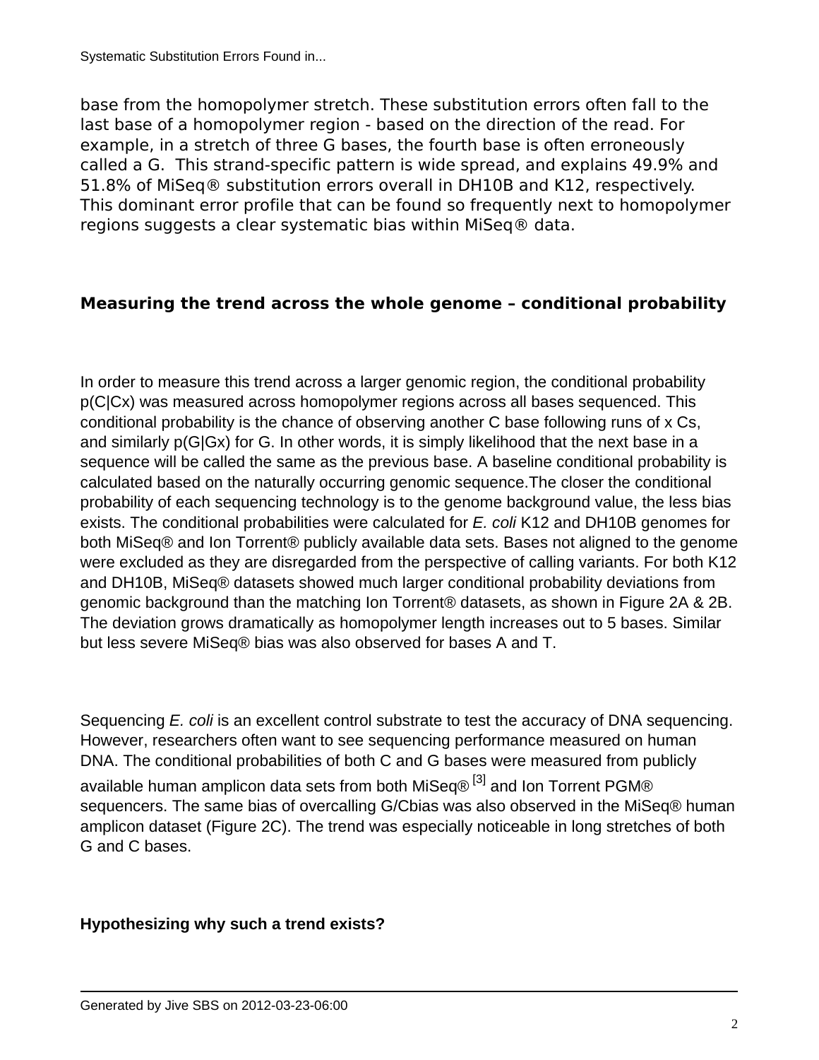base from the homopolymer stretch. These substitution errors often fall to the last base of a homopolymer region - based on the direction of the read. For example, in a stretch of three G bases, the fourth base is often erroneously called a G.  This strand-specific pattern is wide spread, and explains 49.9% and 51.8% of MiSeq® substitution errors overall in DH10B and K12, respectively. This dominant error profile that can be found so frequently next to homopolymer regions suggests a clear systematic bias within MiSeq® data.

### Measuring the trend across the whole genome – conditional probability

In order to measure this trend across a larger genomic region, the conditional probability p(C|Cx) was measured across homopolymer regions across all bases sequenced. This conditional probability is the chance of observing another C base following runs of x Cs, and similarly p(G|Gx) for G. In other words, it is simply likelihood that the next base in a sequence will be called the same as the previous base. A baseline conditional probability is calculated based on the naturally occurring genomic sequence.The closer the conditional probability of each sequencing technology is to the genome background value, the less bias exists. The conditional probabilities were calculated for *E. coli* K12 and DH10B genomes for both MiSeq® and Ion Torrent® publicly available data sets. Bases not aligned to the genome were excluded as they are disregarded from the perspective of calling variants. For both K12 and DH10B, MiSeq® datasets showed much larger conditional probability deviations from genomic background than the matching Ion Torrent® datasets, as shown in Figure 2A & 2B. The deviation grows dramatically as homopolymer length increases out to 5 bases. Similar but less severe MiSeq® bias was also observed for bases A and T.

Sequencing *E. coli* is an excellent control substrate to test the accuracy of DNA sequencing. However, researchers often want to see sequencing performance measured on human DNA. The conditional probabilities of both C and G bases were measured from publicly available human amplicon data sets from both MiSeq® [3] and Ion Torrent PGM® sequencers. The same bias of overcalling G/Cbias was also observed in the MiSeq® human amplicon dataset (Figure 2C). The trend was especially noticeable in long stretches of both G and C bases.

### Hypothesizing why such a trend exists?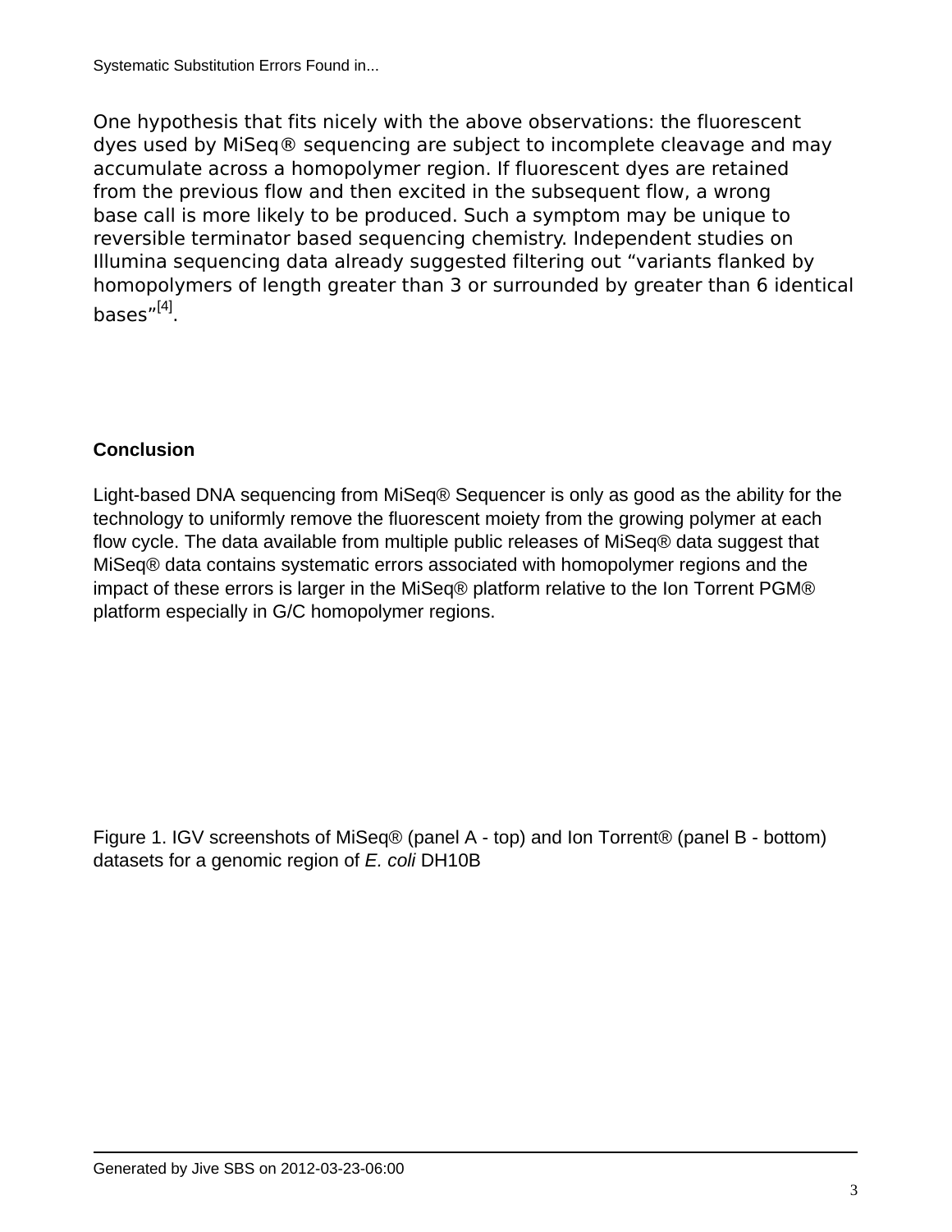One hypothesis that fits nicely with the above observations: the fluorescent dyes used by MiSeq® sequencing are subject to incomplete cleavage and may accumulate across a homopolymer region. If fluorescent dyes are retained from the previous flow and then excited in the subsequent flow, a wrong base call is more likely to be produced. Such a symptom may be unique to reversible terminator based sequencing chemistry. Independent studies on Illumina sequencing data already suggested filtering out "variants flanked by homopolymers of length greater than 3 or surrounded by greater than 6 identical bases"[4].

### Conclusion

Light-based DNA sequencing from MiSeq® Sequencer is only as good as the ability for the technology to uniformly remove the fluorescent moiety from the growing polymer at each flow cycle. The data available from multiple public releases of MiSeq® data suggest that MiSeq® data contains systematic errors associated with homopolymer regions and the impact of these errors is larger in the MiSeq® platform relative to the Ion Torrent PGM® platform especially in G/C homopolymer regions.

Figure 1. IGV screenshots of MiSeq® (panel A - top) and Ion Torrent® (panel B - bottom) datasets for a genomic region of *E. coli* DH10B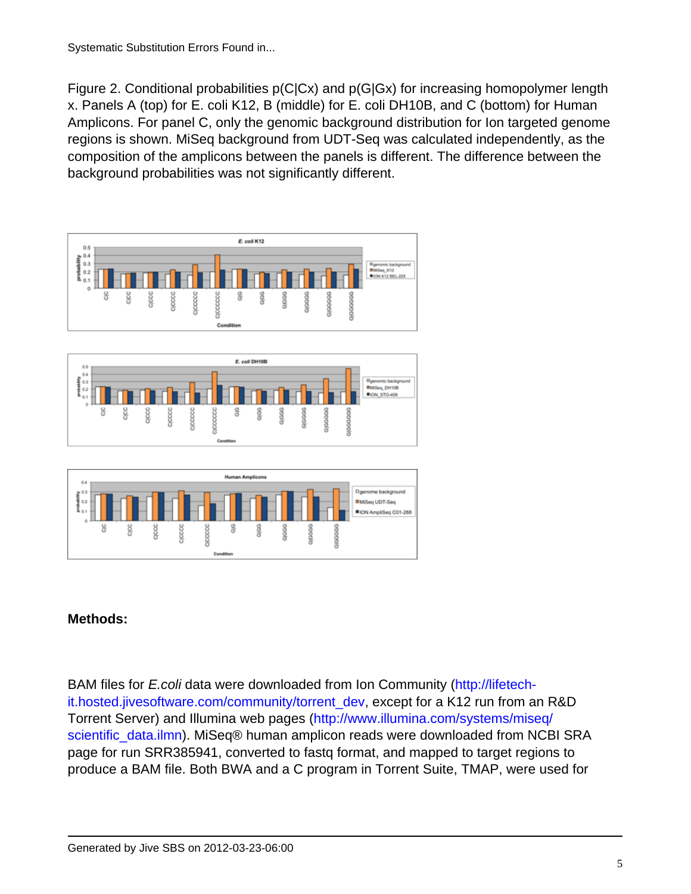Figure 2. Conditional probabilities p(C|Cx) and p(G|Gx) for increasing homopolymer length x. Panels A (top) for E. coli K12, B (middle) for E. coli DH10B, and C (bottom) for Human Amplicons. For panel C, only the genomic background distribution for Ion targeted genome regions is shown. MiSeq background from UDT-Seq was calculated independently, as the composition of the amplicons between the panels is different. The difference between the background probabilities was not significantly different.

**Methods:**

BAM files for *E.coli* data were downloaded from Ion Community (http://lifetech-it.hosted.jivesoftware.com/community/torrent_dev, except for a K12 run from an R&D Torrent Server) and Illumina web pages (http://www.illumina.com/systems/miseq/scientific_data.ilmn). MiSeq® human amplicon reads were downloaded from NCBI SRA page for run SRR385941, converted to fastq format, and mapped to target regions to produce a BAM file. Both BWA and a C program in Torrent Suite, TMAP, were used for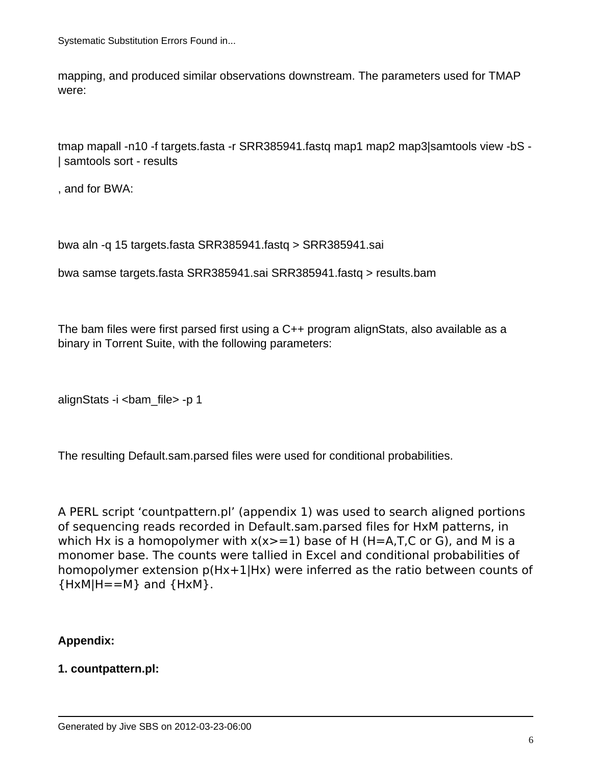mapping, and produced similar observations downstream. The parameters used for TMAP were:

```
tmap mapall -n10 -f targets.fasta -r SRR385941.fastq map1 map2 map3|samtools view -bS - | samtools sort - results
```

, and for BWA:

```
bwa aln -q 15 targets.fasta SRR385941.fastq > SRR385941.sai

bwa samse targets.fasta SRR385941.sai SRR385941.fastq > results.bam
```

The bam files were first parsed first using a C++ program alignStats, also available as a binary in Torrent Suite, with the following parameters:

```
alignStats -i <bam_file> -p 1
```

The resulting Default.sam.parsed files were used for conditional probabilities.

A PERL script ‘countpattern.pl’ (appendix 1) was used to search aligned portions of sequencing reads recorded in Default.sam.parsed files for HxM patterns, in which Hx is a homopolymer with x(x>=1) base of H (H=A,T,C or G), and M is a monomer base. The counts were tallied in Excel and conditional probabilities of homopolymer extension p(Hx+1|Hx) were inferred as the ratio between counts of {HxM|H==M} and {HxM}.

**Appendix:**

**1. countpattern.pl:**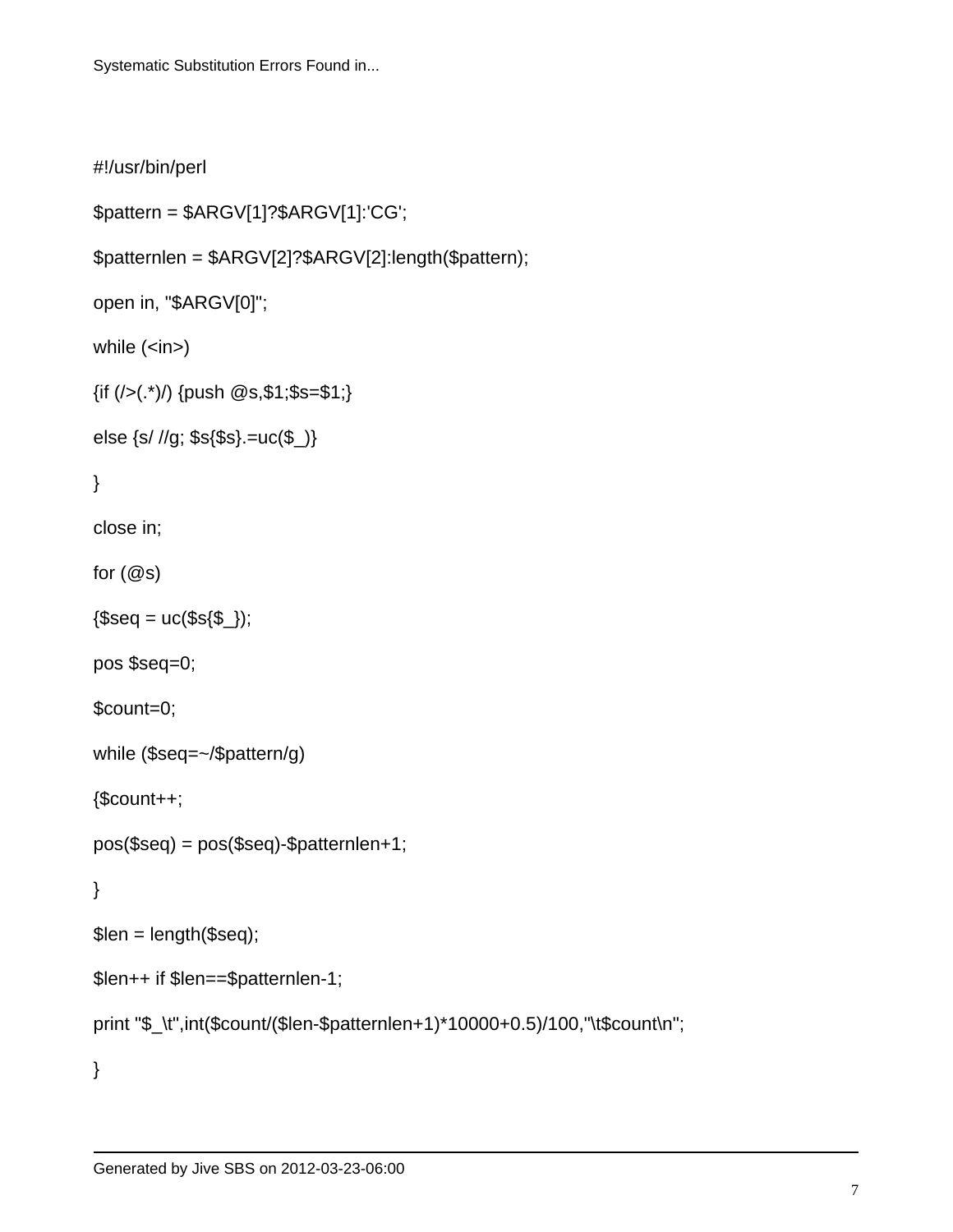```perl
#!/usr/bin/perl

$pattern = $ARGV[1]?$ARGV[1]:'CG';

$patternlen = $ARGV[2]?$ARGV[2]:length($pattern);

open in, "$ARGV[0]";

while (<in>)

{if (/>(.*)/) {push @s,$1;$s=$1;}

else {s/ //g; $s{$s}.=uc($_)}

}

close in;

for (@s)

{$seq = uc($s{$_});

pos $seq=0;

$count=0;

while ($seq=~/$pattern/g)

{$count++;

pos($seq) = pos($seq)-$patternlen+1;

}

$len = length($seq);

$len++ if $len==$patternlen-1;

print "$_\t",int($count/($len-$patternlen+1)*10000+0.5)/100,"\t$count\n";

}
```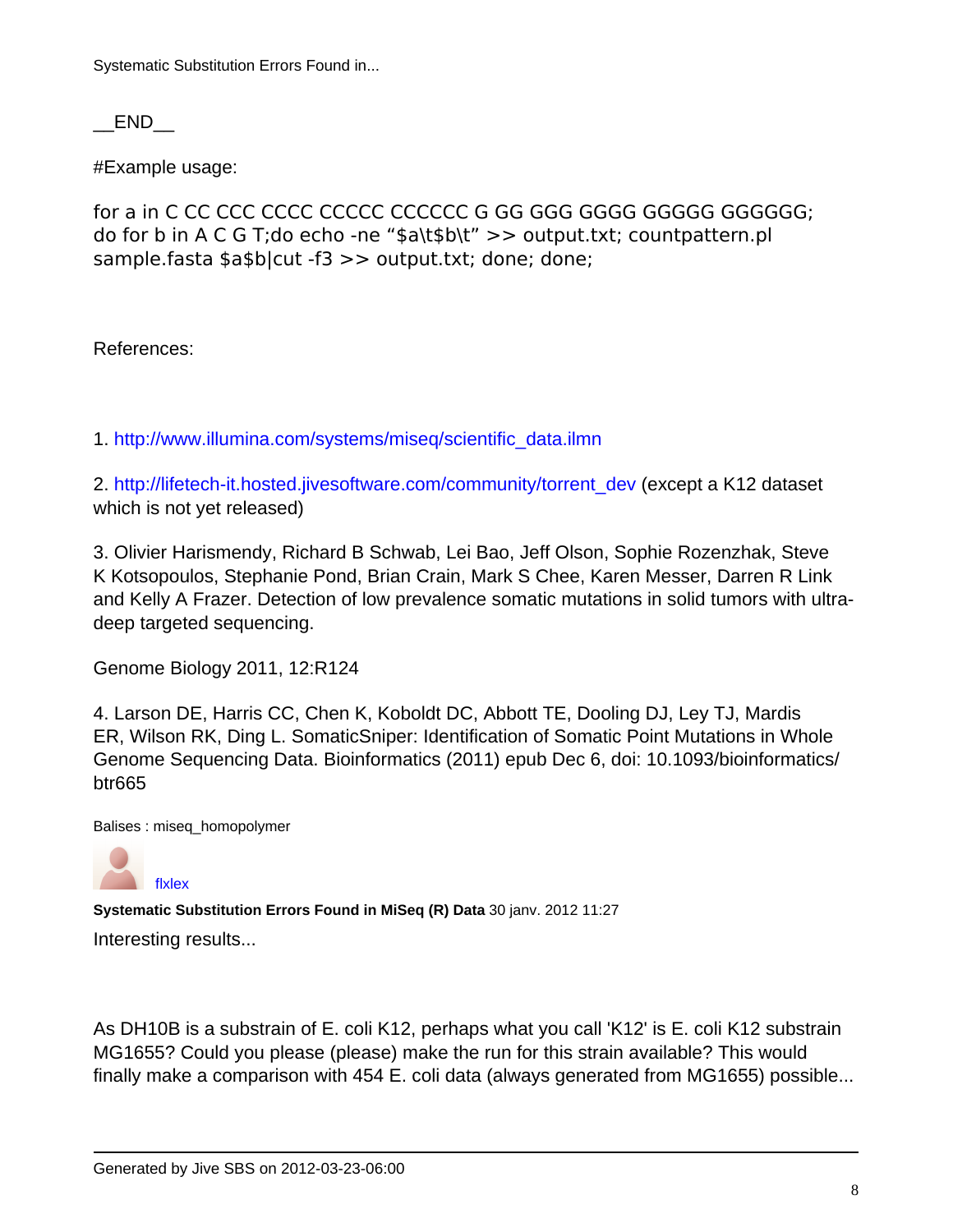__END__

#Example usage:

```
for a in C CC CCC CCCC CCCCC CCCCCC G GG GGG GGGG GGGGG GGGGGG;
do for b in A C G T;do echo -ne "$a\t$b\t" >> output.txt; countpattern.pl
sample.fasta $a$b|cut -f3 >> output.txt; done; done;
```

References:

1. http://www.illumina.com/systems/miseq/scientific_data.ilmn

2. http://lifetech-it.hosted.jivesoftware.com/community/torrent_dev (except a K12 dataset which is not yet released)

3. Olivier Harismendy, Richard B Schwab, Lei Bao, Jeff Olson, Sophie Rozenzhak, Steve K Kotsopoulos, Stephanie Pond, Brian Crain, Mark S Chee, Karen Messer, Darren R Link and Kelly A Frazer. Detection of low prevalence somatic mutations in solid tumors with ultra-deep targeted sequencing.

Genome Biology 2011, 12:R124

4. Larson DE, Harris CC, Chen K, Koboldt DC, Abbott TE, Dooling DJ, Ley TJ, Mardis ER, Wilson RK, Ding L. SomaticSniper: Identification of Somatic Point Mutations in Whole Genome Sequencing Data. Bioinformatics (2011) epub Dec 6, doi: 10.1093/bioinformatics/btr665

Balises : miseq_homopolymer

flxlex

**Systematic Substitution Errors Found in MiSeq (R) Data** 30 janv. 2012 11:27

Interesting results...

As DH10B is a substrain of E. coli K12, perhaps what you call 'K12' is E. coli K12 substrain MG1655? Could you please (please) make the run for this strain available? This would finally make a comparison with 454 E. coli data (always generated from MG1655) possible...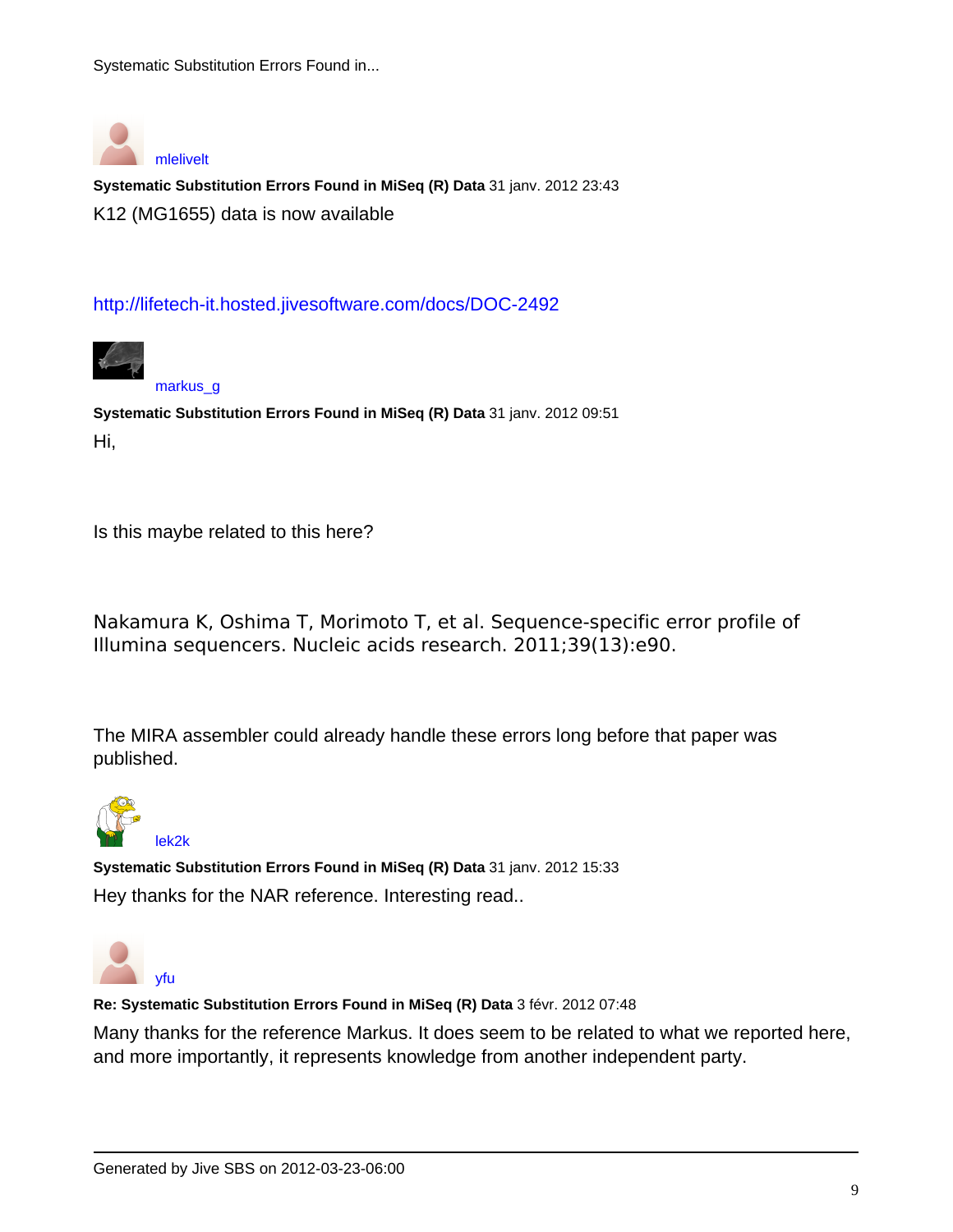mlelivelt

**Systematic Substitution Errors Found in MiSeq (R) Data** 31 janv. 2012 23:43

K12 (MG1655) data is now available

http://lifetech-it.hosted.jivesoftware.com/docs/DOC-2492

markus_g

**Systematic Substitution Errors Found in MiSeq (R) Data** 31 janv. 2012 09:51

Hi,

Is this maybe related to this here?

Nakamura K, Oshima T, Morimoto T, et al. Sequence-specific error profile of Illumina sequencers. Nucleic acids research. 2011;39(13):e90.

The MIRA assembler could already handle these errors long before that paper was published.

lek2k

**Systematic Substitution Errors Found in MiSeq (R) Data** 31 janv. 2012 15:33

Hey thanks for the NAR reference. Interesting read..

yfu

**Re: Systematic Substitution Errors Found in MiSeq (R) Data** 3 févr. 2012 07:48

Many thanks for the reference Markus. It does seem to be related to what we reported here, and more importantly, it represents knowledge from another independent party.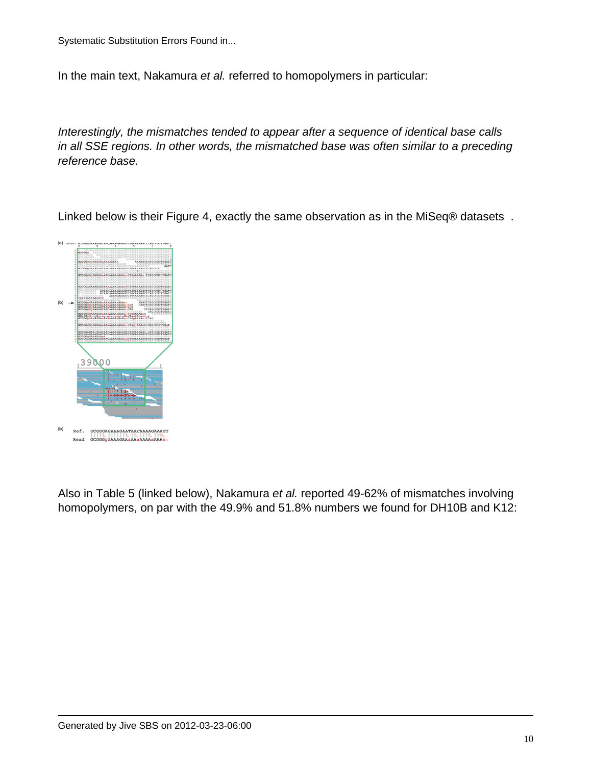In the main text, Nakamura *et al.* referred to homopolymers in particular:

*Interestingly, the mismatches tended to appear after a sequence of identical base calls in all SSE regions. In other words, the mismatched base was often similar to a preceding reference base.*

Linked below is their Figure 4, exactly the same observation as in the MiSeq® datasets .

Also in Table 5 (linked below), Nakamura *et al.* reported 49-62% of mismatches involving homopolymers, on par with the 49.9% and 51.8% numbers we found for DH10B and K12: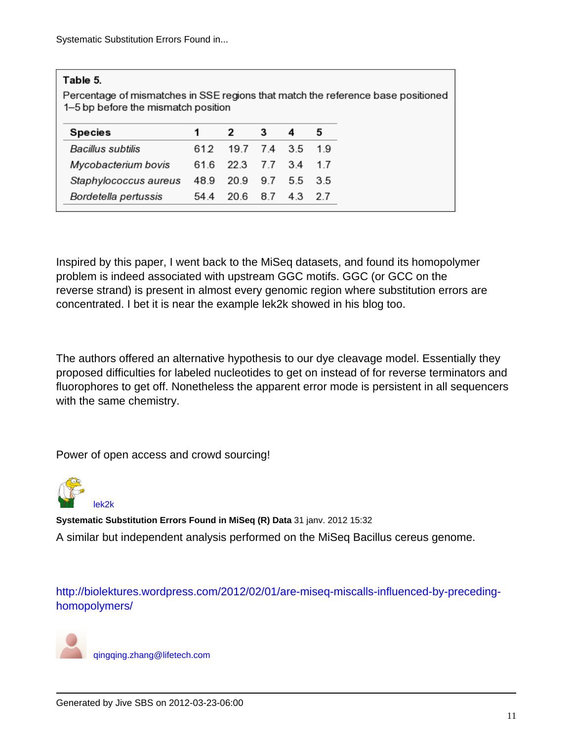**Table 5.**

Percentage of mismatches in SSE regions that match the reference base positioned 1–5 bp before the mismatch position

| Species | 1 | 2 | 3 | 4 | 5 |
|---|---|---|---|---|---|
| *Bacillus subtilis* | 61.2 | 19.7 | 7.4 | 3.5 | 1.9 |
| *Mycobacterium bovis* | 61.6 | 22.3 | 7.7 | 3.4 | 1.7 |
| *Staphylococcus aureus* | 48.9 | 20.9 | 9.7 | 5.5 | 3.5 |
| *Bordetella pertussis* | 54.4 | 20.6 | 8.7 | 4.3 | 2.7 |

Inspired by this paper, I went back to the MiSeq datasets, and found its homopolymer problem is indeed associated with upstream GGC motifs. GGC (or GCC on the reverse strand) is present in almost every genomic region where substitution errors are concentrated. I bet it is near the example lek2k showed in his blog too.

The authors offered an alternative hypothesis to our dye cleavage model. Essentially they proposed difficulties for labeled nucleotides to get on instead of for reverse terminators and fluorophores to get off. Nonetheless the apparent error mode is persistent in all sequencers with the same chemistry.

Power of open access and crowd sourcing!

lek2k

**Systematic Substitution Errors Found in MiSeq (R) Data** 31 janv. 2012 15:32

A similar but independent analysis performed on the MiSeq Bacillus cereus genome.

http://biolektures.wordpress.com/2012/02/01/are-miseq-miscalls-influenced-by-preceding-homopolymers/

qingqing.zhang@lifetech.com

Generated by Jive SBS on 2012-03-23-06:00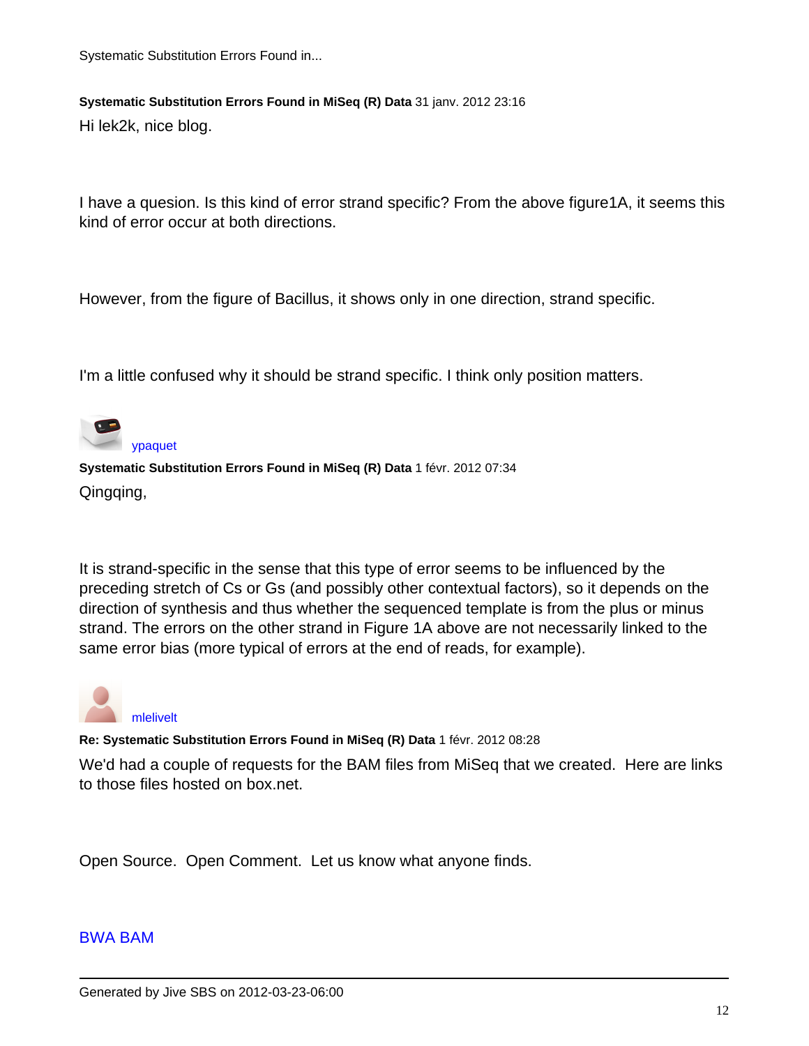**Systematic Substitution Errors Found in MiSeq (R) Data** 31 janv. 2012 23:16

Hi lek2k, nice blog.

I have a quesion. Is this kind of error strand specific? From the above figure1A, it seems this kind of error occur at both directions.

However, from the figure of Bacillus, it shows only in one direction, strand specific.

I'm a little confused why it should be strand specific. I think only position matters.

ypaquet

**Systematic Substitution Errors Found in MiSeq (R) Data** 1 févr. 2012 07:34

Qingqing,

It is strand-specific in the sense that this type of error seems to be influenced by the preceding stretch of Cs or Gs (and possibly other contextual factors), so it depends on the direction of synthesis and thus whether the sequenced template is from the plus or minus strand. The errors on the other strand in Figure 1A above are not necessarily linked to the same error bias (more typical of errors at the end of reads, for example).

mlelivelt

**Re: Systematic Substitution Errors Found in MiSeq (R) Data** 1 févr. 2012 08:28

We'd had a couple of requests for the BAM files from MiSeq that we created.  Here are links to those files hosted on box.net.

Open Source.  Open Comment.  Let us know what anyone finds.

BWA BAM

Generated by Jive SBS on 2012-03-23-06:00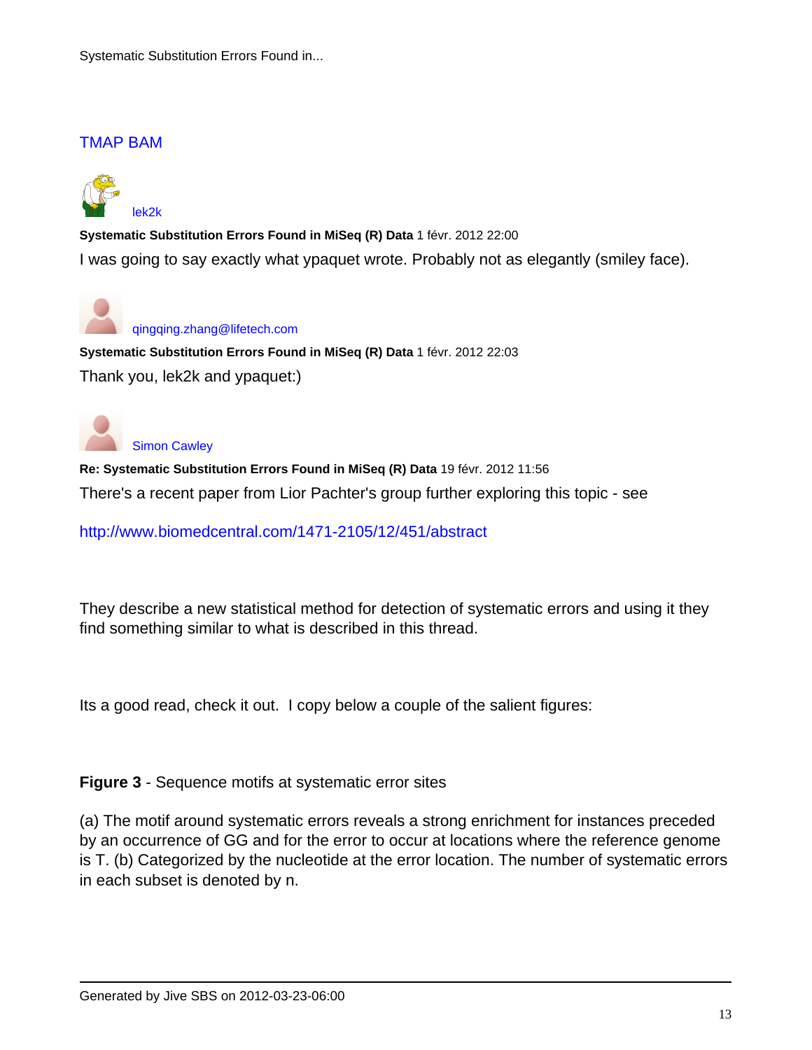[TMAP BAM](TMAP BAM)

lek2k

**Systematic Substitution Errors Found in MiSeq (R) Data** 1 févr. 2012 22:00

I was going to say exactly what ypaquet wrote. Probably not as elegantly (smiley face).

qingqing.zhang@lifetech.com

**Systematic Substitution Errors Found in MiSeq (R) Data** 1 févr. 2012 22:03

Thank you, lek2k and ypaquet:)

Simon Cawley

**Re: Systematic Substitution Errors Found in MiSeq (R) Data** 19 févr. 2012 11:56

There's a recent paper from Lior Pachter's group further exploring this topic - see

http://www.biomedcentral.com/1471-2105/12/451/abstract

They describe a new statistical method for detection of systematic errors and using it they find something similar to what is described in this thread.

Its a good read, check it out. I copy below a couple of the salient figures:

**Figure 3** - Sequence motifs at systematic error sites

(a) The motif around systematic errors reveals a strong enrichment for instances preceded by an occurrence of GG and for the error to occur at locations where the reference genome is T. (b) Categorized by the nucleotide at the error location. The number of systematic errors in each subset is denoted by n.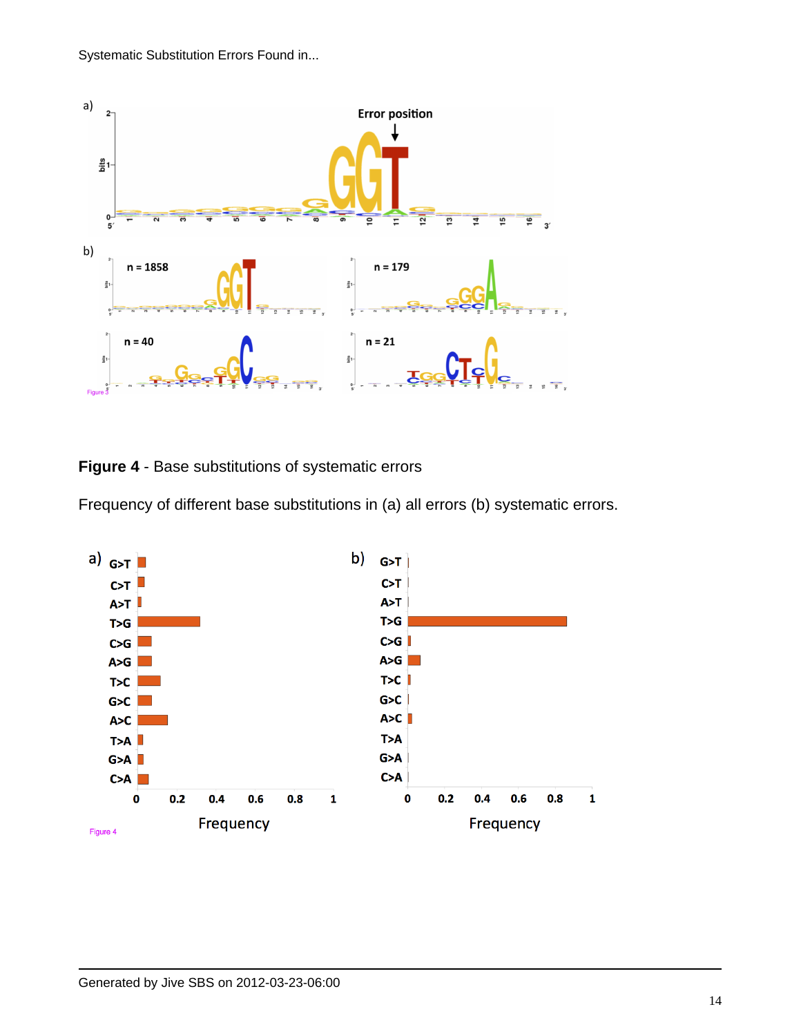**Figure 4** - Base substitutions of systematic errors

Frequency of different base substitutions in (a) all errors (b) systematic errors.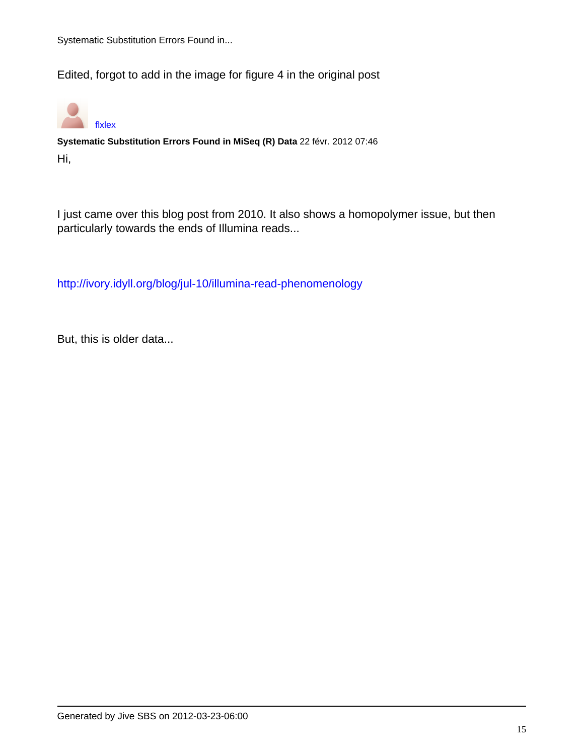Edited, forgot to add in the image for figure 4 in the original post

flxlex

**Systematic Substitution Errors Found in MiSeq (R) Data** 22 févr. 2012 07:46

Hi,

I just came over this blog post from 2010. It also shows a homopolymer issue, but then particularly towards the ends of Illumina reads...

http://ivory.idyll.org/blog/jul-10/illumina-read-phenomenology

But, this is older data...